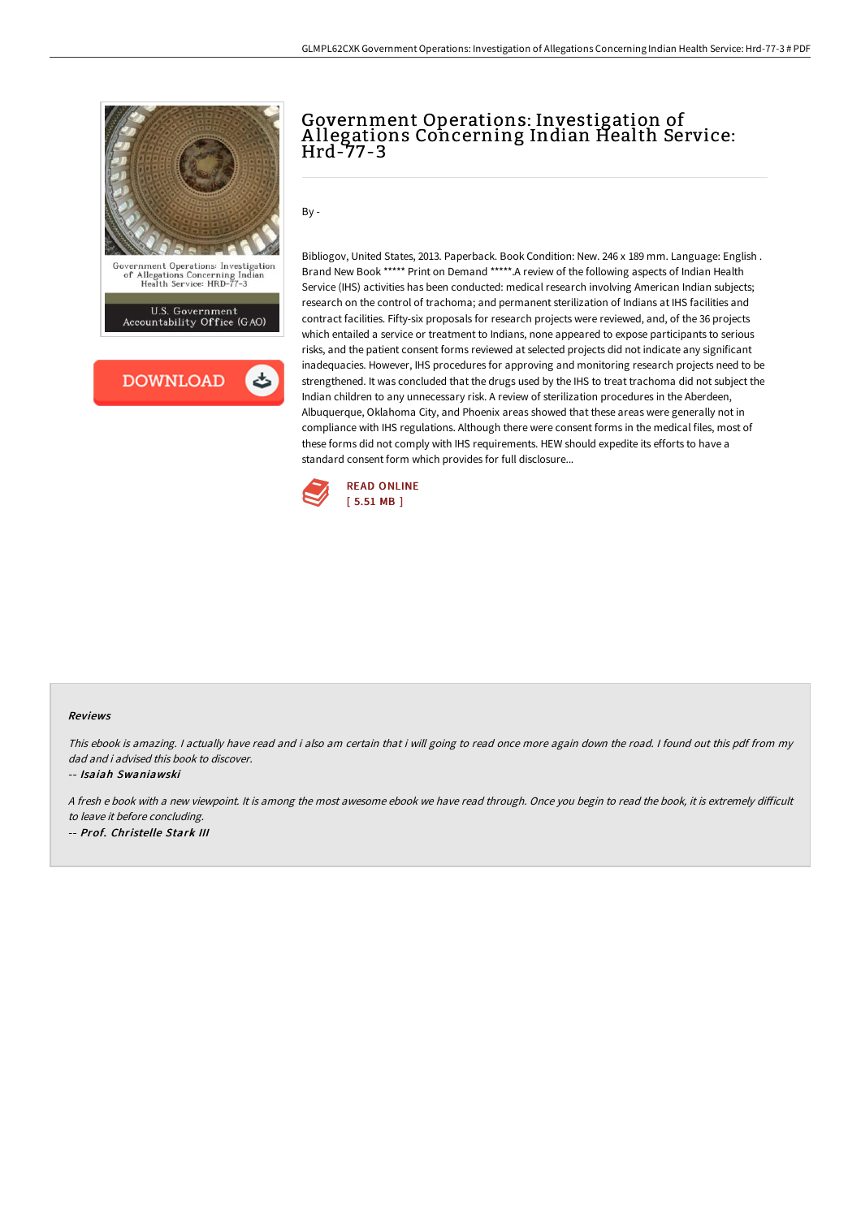# Government Operations: Investigation of Allegations Concerning Indian Health Service: Hrd-77-3

By -

Bibliogov, United States, 2013. Paperback. Book Condition: New. 246 x 189 mm. Language: English . Brand New Book ***** Print on Demand *****.A review of the following aspects of Indian Health Service (IHS) activities has been conducted: medical research involving American Indian subjects; research on the control of trachoma; and permanent sterilization of Indians at IHS facilities and contract facilities. Fifty-six proposals for research projects were reviewed, and, of the 36 projects which entailed a service or treatment to Indians, none appeared to expose participants to serious risks, and the patient consent forms reviewed at selected projects did not indicate any significant inadequacies. However, IHS procedures for approving and monitoring research projects need to be strengthened. It was concluded that the drugs used by the IHS to treat trachoma did not subject the Indian children to any unnecessary risk. A review of sterilization procedures in the Aberdeen, Albuquerque, Oklahoma City, and Phoenix areas showed that these areas were generally not in compliance with IHS regulations. Although there were consent forms in the medical files, most of these forms did not comply with IHS requirements. HEW should expedite its efforts to have a standard consent form which provides for full disclosure...

READ ONLINE
[ 5.51 MB ]

## Reviews

*This ebook is amazing. I actually have read and i also am certain that i will going to read once more again down the road. I found out this pdf from my dad and i advised this book to discover.*

-- *Isaiah Swaniawski*

*A fresh e book with a new viewpoint. It is among the most awesome ebook we have read through. Once you begin to read the book, it is extremely difficult to leave it before concluding.*

-- *Prof. Christelle Stark III*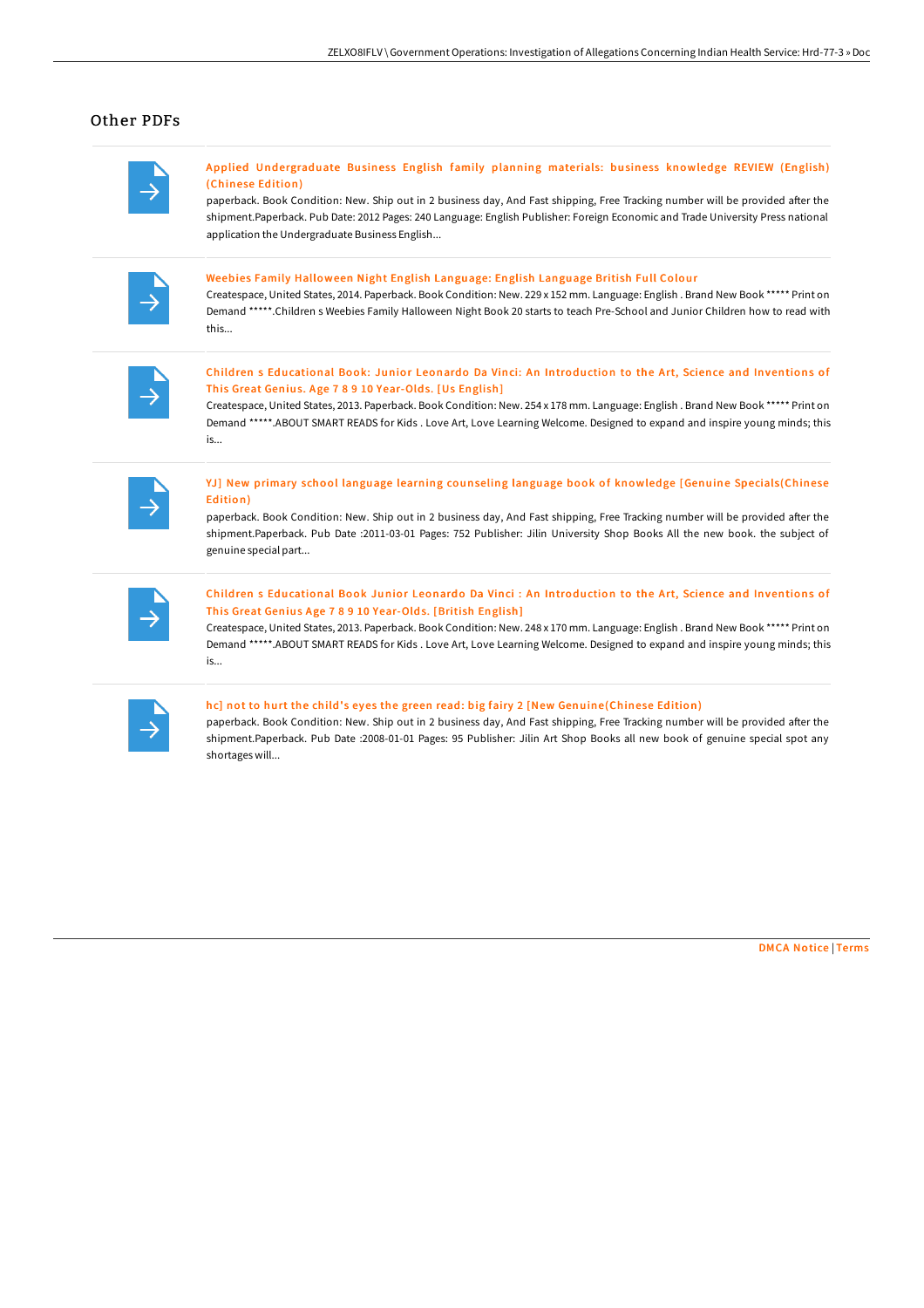## Other PDFs

**Applied Undergraduate Business English family planning materials: business knowledge REVIEW (English)(Chinese Edition)**

paperback. Book Condition: New. Ship out in 2 business day, And Fast shipping, Free Tracking number will be provided after the shipment.Paperback. Pub Date: 2012 Pages: 240 Language: English Publisher: Foreign Economic and Trade University Press national application the Undergraduate Business English...

**Weebies Family Halloween Night English Language: English Language British Full Colour**

Createspace, United States, 2014. Paperback. Book Condition: New. 229 x 152 mm. Language: English . Brand New Book ***** Print on Demand *****.Children s Weebies Family Halloween Night Book 20 starts to teach Pre-School and Junior Children how to read with this...

**Children s Educational Book: Junior Leonardo Da Vinci: An Introduction to the Art, Science and Inventions of This Great Genius. Age 7 8 9 10 Year-Olds. [Us English]**

Createspace, United States, 2013. Paperback. Book Condition: New. 254 x 178 mm. Language: English . Brand New Book ***** Print on Demand *****.ABOUT SMART READS for Kids . Love Art, Love Learning Welcome. Designed to expand and inspire young minds; this is...

**YJ] New primary school language learning counseling language book of knowledge [Genuine Specials(Chinese Edition)**

paperback. Book Condition: New. Ship out in 2 business day, And Fast shipping, Free Tracking number will be provided after the shipment.Paperback. Pub Date :2011-03-01 Pages: 752 Publisher: Jilin University Shop Books All the new book. the subject of genuine special part...

**Children s Educational Book Junior Leonardo Da Vinci : An Introduction to the Art, Science and Inventions of This Great Genius Age 7 8 9 10 Year-Olds. [British English]**

Createspace, United States, 2013. Paperback. Book Condition: New. 248 x 170 mm. Language: English . Brand New Book ***** Print on Demand *****.ABOUT SMART READS for Kids . Love Art, Love Learning Welcome. Designed to expand and inspire young minds; this is...

**hc] not to hurt the child's eyes the green read: big fairy 2 [New Genuine(Chinese Edition)**

paperback. Book Condition: New. Ship out in 2 business day, And Fast shipping, Free Tracking number will be provided after the shipment.Paperback. Pub Date :2008-01-01 Pages: 95 Publisher: Jilin Art Shop Books all new book of genuine special spot any shortages will...

DMCA Notice | Terms